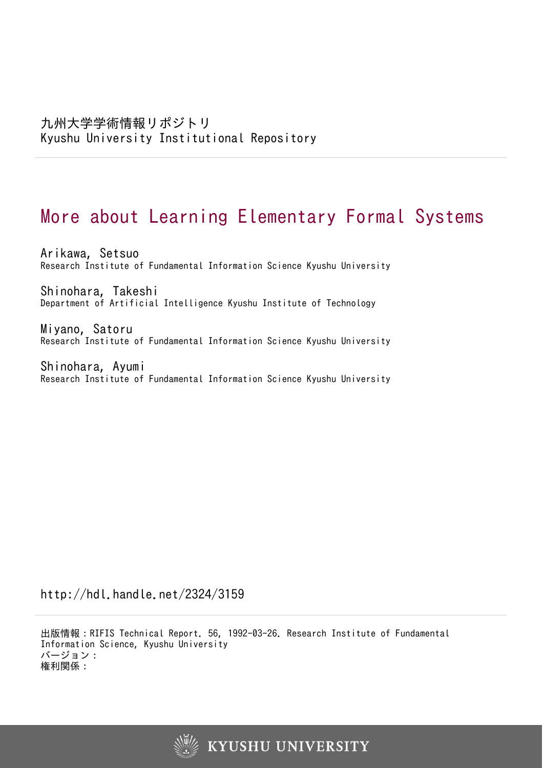九州大学学術情報リポジトリ
Kyushu University Institutional Repository

# More about Learning Elementary Formal Systems

Arikawa, Setsuo
Research Institute of Fundamental Information Science Kyushu University

Shinohara, Takeshi
Department of Artificial Intelligence Kyushu Institute of Technology

Miyano, Satoru
Research Institute of Fundamental Information Science Kyushu University

Shinohara, Ayumi
Research Institute of Fundamental Information Science Kyushu University

http://hdl.handle.net/2324/3159

出版情報：RIFIS Technical Report. 56, 1992-03-26. Research Institute of Fundamental Information Science, Kyushu University
バージョン：
権利関係：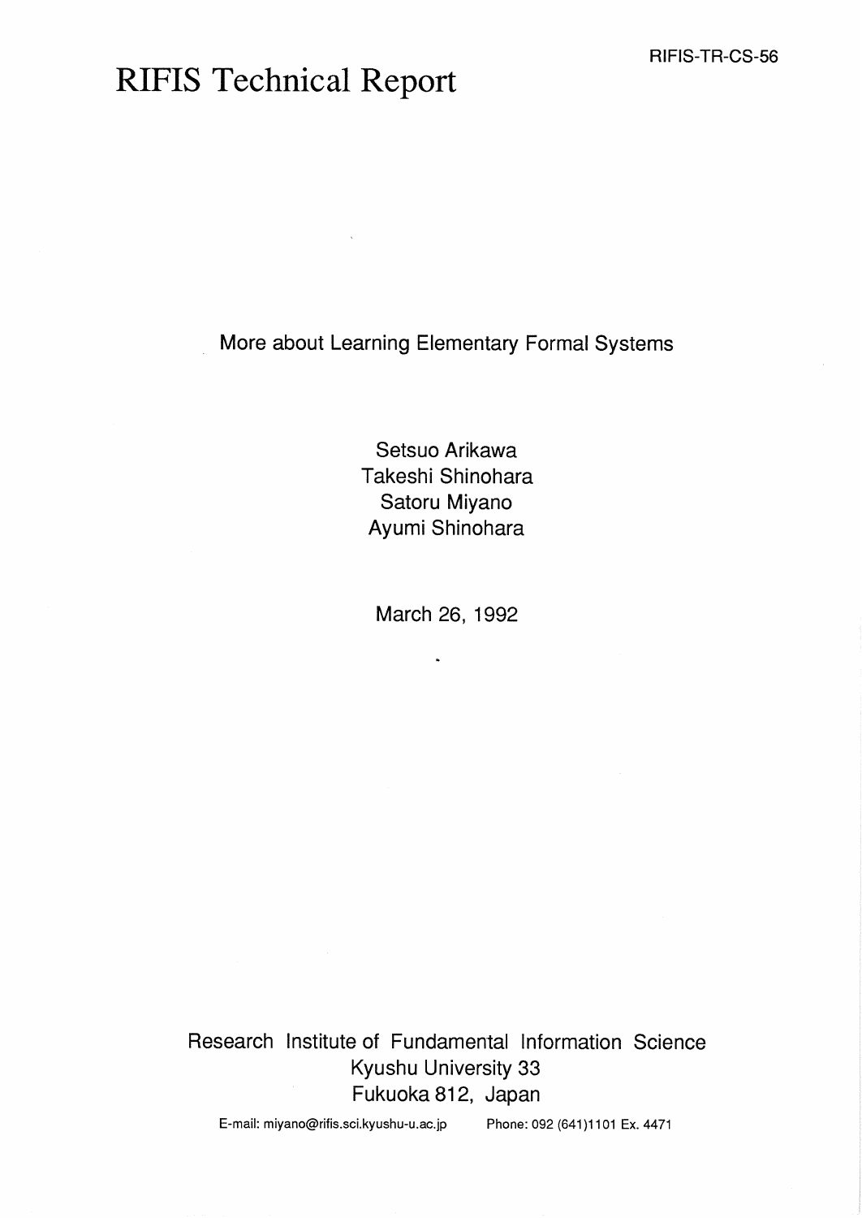RIFIS-TR-CS-56

# RIFIS Technical Report

More about Learning Elementary Formal Systems

Setsuo Arikawa
Takeshi Shinohara
Satoru Miyano
Ayumi Shinohara

March 26, 1992

Research Institute of Fundamental Information Science
Kyushu University 33
Fukuoka 812, Japan

E-mail: miyano@rifis.sci.kyushu-u.ac.jp Phone: 092 (641)1101 Ex. 4471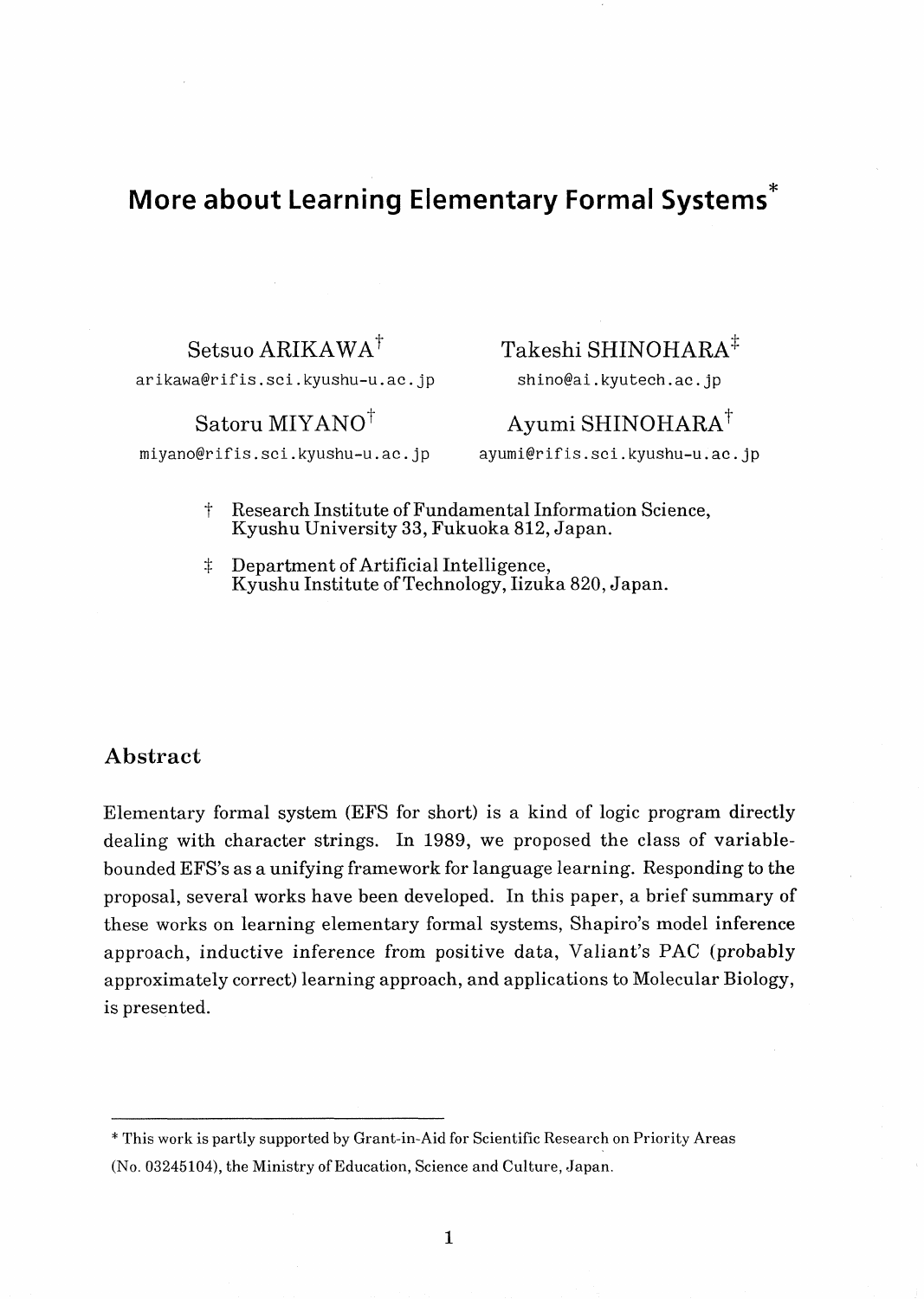# More about Learning Elementary Formal Systems*

Setsuo ARIKAWA†
arikawa@rifis.sci.kyushu-u.ac.jp

Takeshi SHINOHARA‡
shino@ai.kyutech.ac.jp

Satoru MIYANO†
miyano@rifis.sci.kyushu-u.ac.jp

Ayumi SHINOHARA†
ayumi@rifis.sci.kyushu-u.ac.jp

† Research Institute of Fundamental Information Science, Kyushu University 33, Fukuoka 812, Japan.

‡ Department of Artificial Intelligence, Kyushu Institute of Technology, Iizuka 820, Japan.

## Abstract

Elementary formal system (EFS for short) is a kind of logic program directly dealing with character strings. In 1989, we proposed the class of variable-bounded EFS's as a unifying framework for language learning. Responding to the proposal, several works have been developed. In this paper, a brief summary of these works on learning elementary formal systems, Shapiro's model inference approach, inductive inference from positive data, Valiant's PAC (probably approximately correct) learning approach, and applications to Molecular Biology, is presented.

---

* This work is partly supported by Grant-in-Aid for Scientific Research on Priority Areas (No. 03245104), the Ministry of Education, Science and Culture, Japan.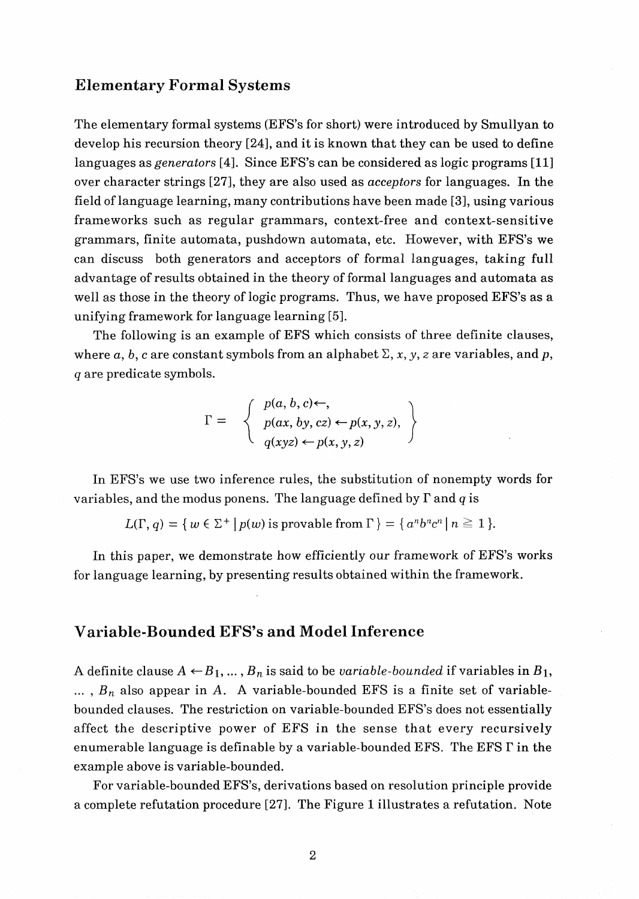## Elementary Formal Systems

The elementary formal systems (EFS's for short) were introduced by Smullyan to develop his recursion theory [24], and it is known that they can be used to define languages as *generators* [4]. Since EFS's can be considered as logic programs [11] over character strings [27], they are also used as *acceptors* for languages. In the field of language learning, many contributions have been made [3], using various frameworks such as regular grammars, context-free and context-sensitive grammars, finite automata, pushdown automata, etc. However, with EFS's we can discuss both generators and acceptors of formal languages, taking full advantage of results obtained in the theory of formal languages and automata as well as those in the theory of logic programs. Thus, we have proposed EFS's as a unifying framework for language learning [5].

The following is an example of EFS which consists of three definite clauses, where $a$, $b$, $c$ are constant symbols from an alphabet $\Sigma$, $x$, $y$, $z$ are variables, and $p$, $q$ are predicate symbols.

$$\Gamma = \left\{ \begin{array}{l} p(a, b, c) \leftarrow, \\ p(ax, by, cz) \leftarrow p(x, y, z), \\ q(xyz) \leftarrow p(x, y, z) \end{array} \right\}$$

In EFS's we use two inference rules, the substitution of nonempty words for variables, and the modus ponens. The language defined by $\Gamma$ and $q$ is

$$L(\Gamma, q) = \{ w \in \Sigma^+ \mid p(w) \text{ is provable from } \Gamma \} = \{ a^n b^n c^n \mid n \geqq 1 \}.$$

In this paper, we demonstrate how efficiently our framework of EFS's works for language learning, by presenting results obtained within the framework.

## Variable-Bounded EFS's and Model Inference

A definite clause $A \leftarrow B_1, \ldots, B_n$ is said to be *variable-bounded* if variables in $B_1$, $\ldots$, $B_n$ also appear in $A$. A variable-bounded EFS is a finite set of variable-bounded clauses. The restriction on variable-bounded EFS's does not essentially affect the descriptive power of EFS in the sense that every recursively enumerable language is definable by a variable-bounded EFS. The EFS $\Gamma$ in the example above is variable-bounded.

For variable-bounded EFS's, derivations based on resolution principle provide a complete refutation procedure [27]. The Figure 1 illustrates a refutation. Note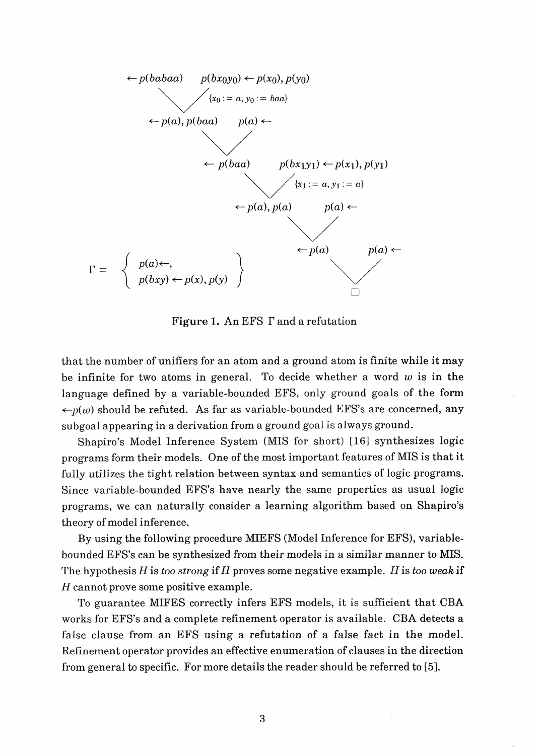$$\leftarrow p(babaa) \qquad p(bx_0y_0) \leftarrow p(x_0), p(y_0)$$

$$\{x_0 := a, y_0 := baa\}$$

$$\leftarrow p(a), p(baa) \qquad p(a) \leftarrow$$

$$\leftarrow p(baa) \qquad p(bx_1y_1) \leftarrow p(x_1), p(y_1)$$

$$\{x_1 := a, y_1 := a\}$$

$$\leftarrow p(a), p(a) \qquad p(a) \leftarrow$$

$$\leftarrow p(a) \qquad p(a) \leftarrow$$

$$\Box$$

$$\Gamma = \left\{ \begin{array}{l} p(a) \leftarrow, \\ p(bxy) \leftarrow p(x), p(y) \end{array} \right\}$$

**Figure 1.** An EFS $\Gamma$ and a refutation

that the number of unifiers for an atom and a ground atom is finite while it may be infinite for two atoms in general. To decide whether a word $w$ is in the language defined by a variable-bounded EFS, only ground goals of the form $\leftarrow p(w)$ should be refuted. As far as variable-bounded EFS's are concerned, any subgoal appearing in a derivation from a ground goal is always ground.

Shapiro's Model Inference System (MIS for short) [16] synthesizes logic programs form their models. One of the most important features of MIS is that it fully utilizes the tight relation between syntax and semantics of logic programs. Since variable-bounded EFS's have nearly the same properties as usual logic programs, we can naturally consider a learning algorithm based on Shapiro's theory of model inference.

By using the following procedure MIEFS (Model Inference for EFS), variable-bounded EFS's can be synthesized from their models in a similar manner to MIS. The hypothesis $H$ is *too strong* if $H$ proves some negative example. $H$ is *too weak* if $H$ cannot prove some positive example.

To guarantee MIFES correctly infers EFS models, it is sufficient that CBA works for EFS's and a complete refinement operator is available. CBA detects a false clause from an EFS using a refutation of a false fact in the model. Refinement operator provides an effective enumeration of clauses in the direction from general to specific. For more details the reader should be referred to [5].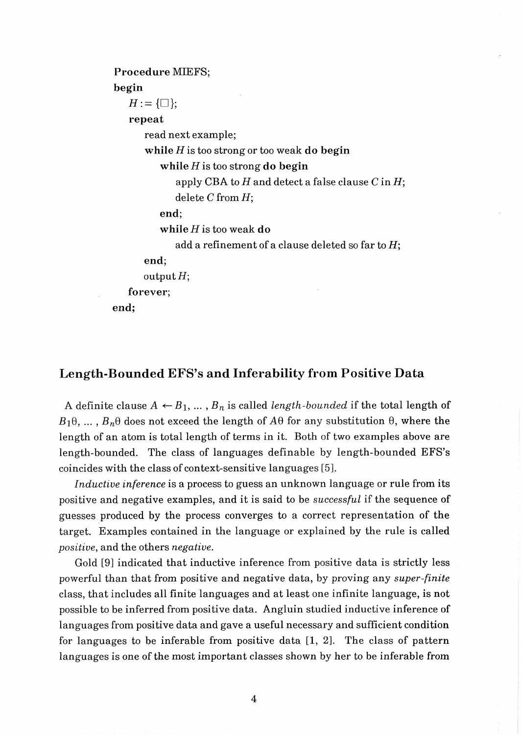```
Procedure MIEFS;
begin
   H := {□};
   repeat
      read next example;
      while H is too strong or too weak do begin
         while H is too strong do begin
            apply CBA to H and detect a false clause C in H;
            delete C from H;
         end;
         while H is too weak do
            add a refinement of a clause deleted so far to H;
      end;
      output H;
   forever;
end;
```

## Length-Bounded EFS's and Inferability from Positive Data

A definite clause $A \leftarrow B_1, \ldots, B_n$ is called *length-bounded* if the total length of $B_1\theta, \ldots, B_n\theta$ does not exceed the length of $A\theta$ for any substitution $\theta$, where the length of an atom is total length of terms in it. Both of two examples above are length-bounded. The class of languages definable by length-bounded EFS's coincides with the class of context-sensitive languages [5].

*Inductive inference* is a process to guess an unknown language or rule from its positive and negative examples, and it is said to be *successful* if the sequence of guesses produced by the process converges to a correct representation of the target. Examples contained in the language or explained by the rule is called *positive*, and the others *negative*.

Gold [9] indicated that inductive inference from positive data is strictly less powerful than that from positive and negative data, by proving any *super-finite* class, that includes all finite languages and at least one infinite language, is not possible to be inferred from positive data. Angluin studied inductive inference of languages from positive data and gave a useful necessary and sufficient condition for languages to be inferable from positive data [1, 2]. The class of pattern languages is one of the most important classes shown by her to be inferable from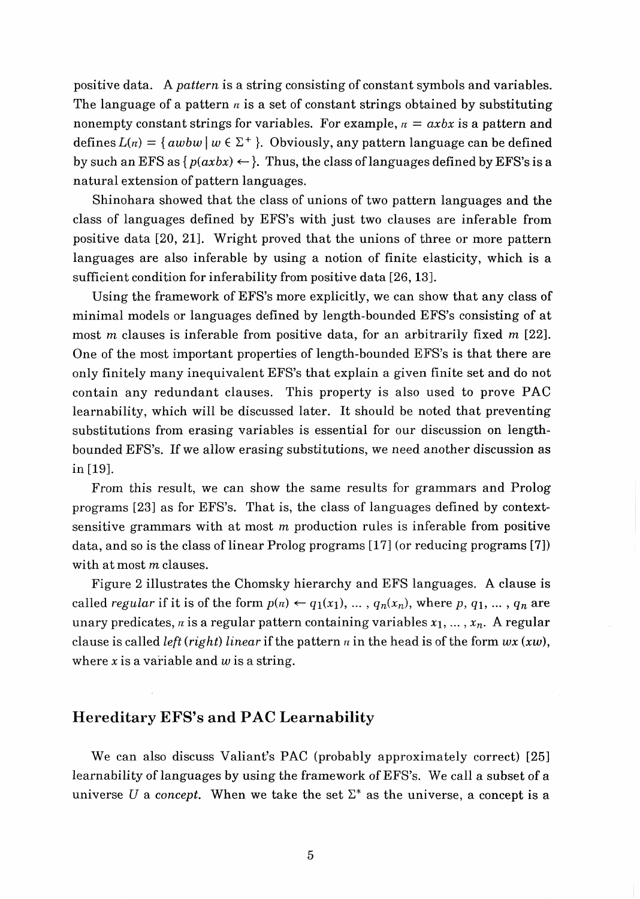positive data. A *pattern* is a string consisting of constant symbols and variables. The language of a pattern $\pi$ is a set of constant strings obtained by substituting nonempty constant strings for variables. For example, $\pi = axbx$ is a pattern and defines $L(\pi) = \{ awbw \mid w \in \Sigma^+ \}$. Obviously, any pattern language can be defined by such an EFS as $\{ p(axbx) \leftarrow \}$. Thus, the class of languages defined by EFS's is a natural extension of pattern languages.

Shinohara showed that the class of unions of two pattern languages and the class of languages defined by EFS's with just two clauses are inferable from positive data [20, 21]. Wright proved that the unions of three or more pattern languages are also inferable by using a notion of finite elasticity, which is a sufficient condition for inferability from positive data [26, 13].

Using the framework of EFS's more explicitly, we can show that any class of minimal models or languages defined by length-bounded EFS's consisting of at most $m$ clauses is inferable from positive data, for an arbitrarily fixed $m$ [22]. One of the most important properties of length-bounded EFS's is that there are only finitely many inequivalent EFS's that explain a given finite set and do not contain any redundant clauses. This property is also used to prove PAC learnability, which will be discussed later. It should be noted that preventing substitutions from erasing variables is essential for our discussion on length-bounded EFS's. If we allow erasing substitutions, we need another discussion as in [19].

From this result, we can show the same results for grammars and Prolog programs [23] as for EFS's. That is, the class of languages defined by context-sensitive grammars with at most $m$ production rules is inferable from positive data, and so is the class of linear Prolog programs [17] (or reducing programs [7]) with at most $m$ clauses.

Figure 2 illustrates the Chomsky hierarchy and EFS languages. A clause is called *regular* if it is of the form $p(\pi) \leftarrow q_1(x_1), \ldots, q_n(x_n)$, where $p, q_1, \ldots, q_n$ are unary predicates, $\pi$ is a regular pattern containing variables $x_1, \ldots, x_n$. A regular clause is called *left* (*right*) *linear* if the pattern $\pi$ in the head is of the form $wx$ ($xw$), where $x$ is a variable and $w$ is a string.

## Hereditary EFS's and PAC Learnability

We can also discuss Valiant's PAC (probably approximately correct) [25] learnability of languages by using the framework of EFS's. We call a subset of a universe $U$ a *concept*. When we take the set $\Sigma^*$ as the universe, a concept is a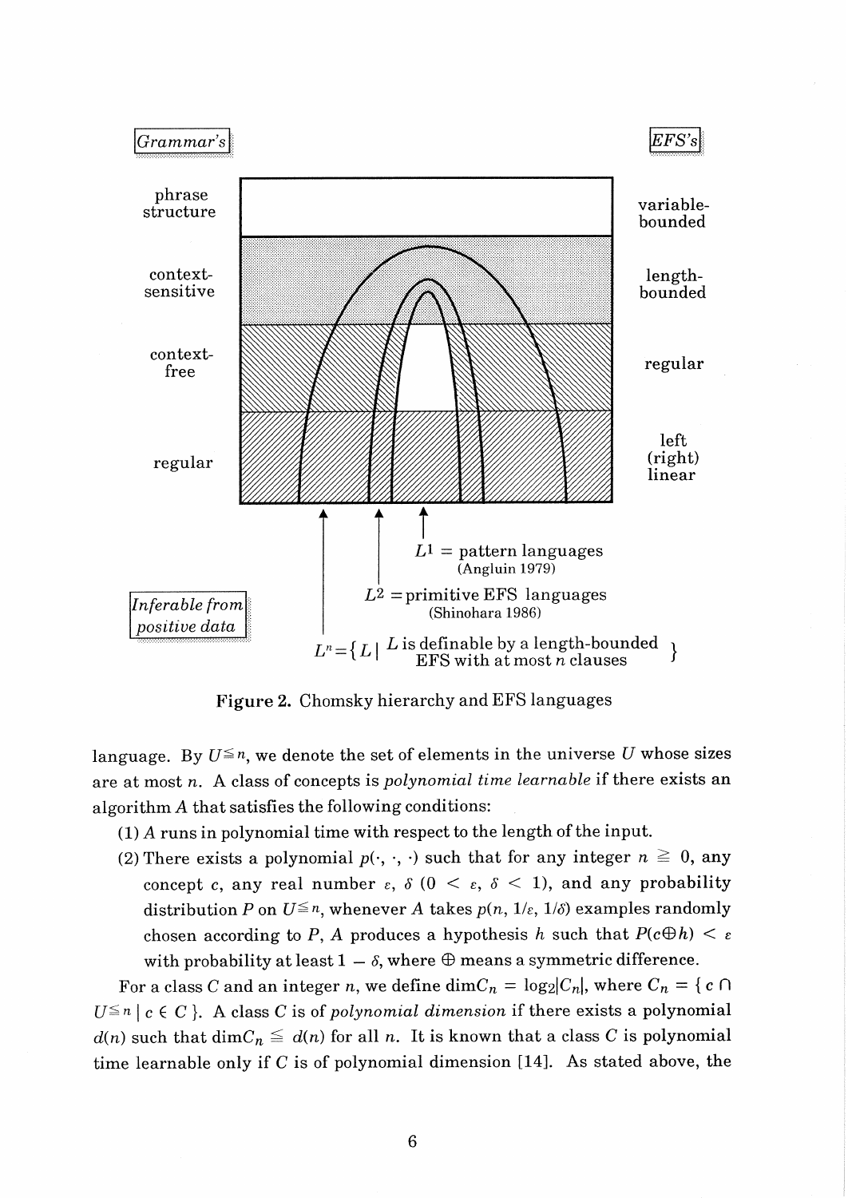Grammar's

EFS's

| Grammar's | EFS's |
|---|---|
| phrase structure | variable-bounded |
| context-sensitive | length-bounded |
| context-free | regular |
| regular | left (right) linear |

Inferable from positive data

$L^1$ = pattern languages (Angluin 1979)

$L^2$ = primitive EFS languages (Shinohara 1986)

$L^n = \{ L \mid L$ is definable by a length-bounded EFS with at most $n$ clauses $\}$

**Figure 2.** Chomsky hierarchy and EFS languages

language. By $U^{\leqq n}$, we denote the set of elements in the universe $U$ whose sizes are at most $n$. A class of concepts is *polynomial time learnable* if there exists an algorithm $A$ that satisfies the following conditions:

(1) $A$ runs in polynomial time with respect to the length of the input.

(2) There exists a polynomial $p(\cdot, \cdot, \cdot)$ such that for any integer $n \geqq 0$, any concept $c$, any real number $\varepsilon$, $\delta$ $(0 < \varepsilon, \delta < 1)$, and any probability distribution $P$ on $U^{\leqq n}$, whenever $A$ takes $p(n, 1/\varepsilon, 1/\delta)$ examples randomly chosen according to $P$, $A$ produces a hypothesis $h$ such that $P(c \oplus h) < \varepsilon$ with probability at least $1 - \delta$, where $\oplus$ means a symmetric difference.

For a class $C$ and an integer $n$, we define $\dim C_n = \log_2 |C_n|$, where $C_n = \{ c \cap U^{\leqq n} \mid c \in C \}$. A class $C$ is of *polynomial dimension* if there exists a polynomial $d(n)$ such that $\dim C_n \leqq d(n)$ for all $n$. It is known that a class $C$ is polynomial time learnable only if $C$ is of polynomial dimension [14]. As stated above, the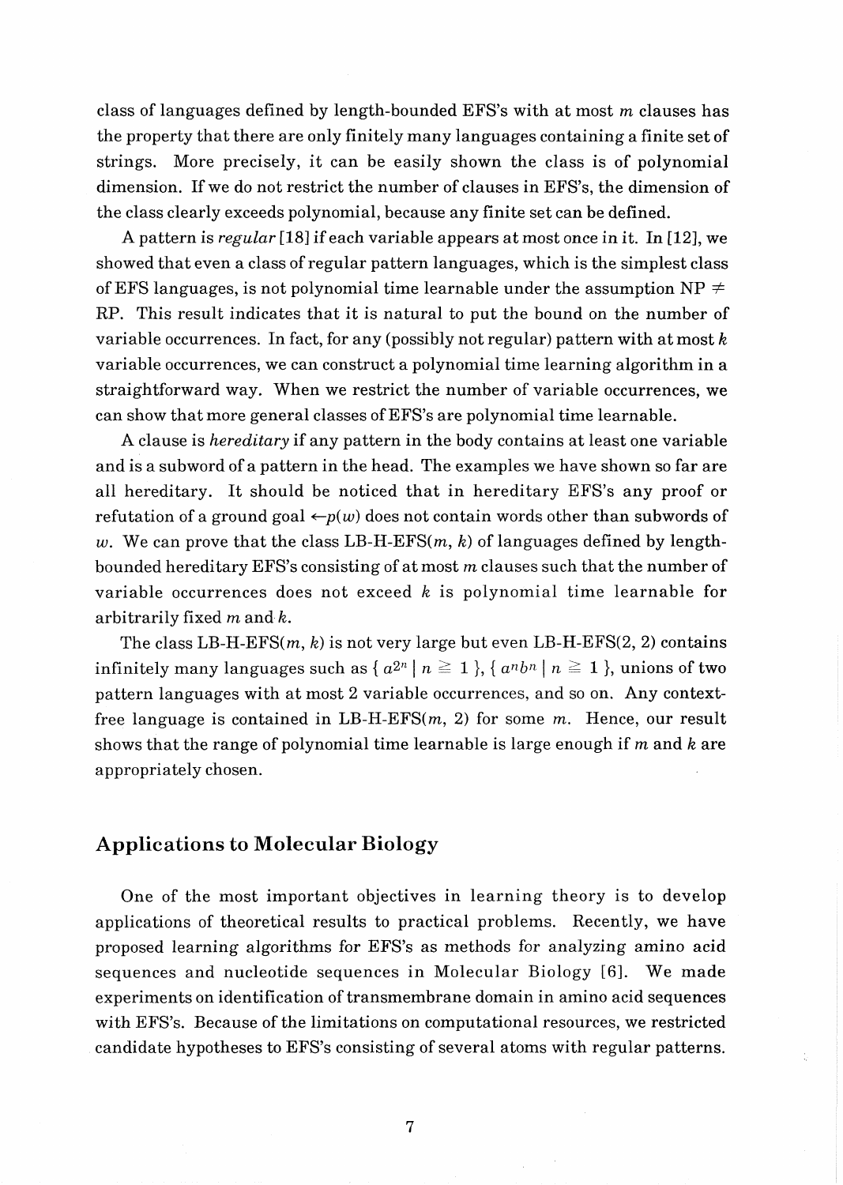class of languages defined by length-bounded EFS's with at most $m$ clauses has the property that there are only finitely many languages containing a finite set of strings. More precisely, it can be easily shown the class is of polynomial dimension. If we do not restrict the number of clauses in EFS's, the dimension of the class clearly exceeds polynomial, because any finite set can be defined.

A pattern is *regular* [18] if each variable appears at most once in it. In [12], we showed that even a class of regular pattern languages, which is the simplest class of EFS languages, is not polynomial time learnable under the assumption NP $\neq$ RP. This result indicates that it is natural to put the bound on the number of variable occurrences. In fact, for any (possibly not regular) pattern with at most $k$ variable occurrences, we can construct a polynomial time learning algorithm in a straightforward way. When we restrict the number of variable occurrences, we can show that more general classes of EFS's are polynomial time learnable.

A clause is *hereditary* if any pattern in the body contains at least one variable and is a subword of a pattern in the head. The examples we have shown so far are all hereditary. It should be noticed that in hereditary EFS's any proof or refutation of a ground goal $\leftarrow p(w)$ does not contain words other than subwords of $w$. We can prove that the class LB-H-EFS($m$, $k$) of languages defined by length-bounded hereditary EFS's consisting of at most $m$ clauses such that the number of variable occurrences does not exceed $k$ is polynomial time learnable for arbitrarily fixed $m$ and $k$.

The class LB-H-EFS($m$, $k$) is not very large but even LB-H-EFS(2, 2) contains infinitely many languages such as $\{ a^{2^n} \mid n \geqq 1 \}$, $\{ a^n b^n \mid n \geqq 1 \}$, unions of two pattern languages with at most 2 variable occurrences, and so on. Any context-free language is contained in LB-H-EFS($m$, 2) for some $m$. Hence, our result shows that the range of polynomial time learnable is large enough if $m$ and $k$ are appropriately chosen.

## Applications to Molecular Biology

One of the most important objectives in learning theory is to develop applications of theoretical results to practical problems. Recently, we have proposed learning algorithms for EFS's as methods for analyzing amino acid sequences and nucleotide sequences in Molecular Biology [6]. We made experiments on identification of transmembrane domain in amino acid sequences with EFS's. Because of the limitations on computational resources, we restricted candidate hypotheses to EFS's consisting of several atoms with regular patterns.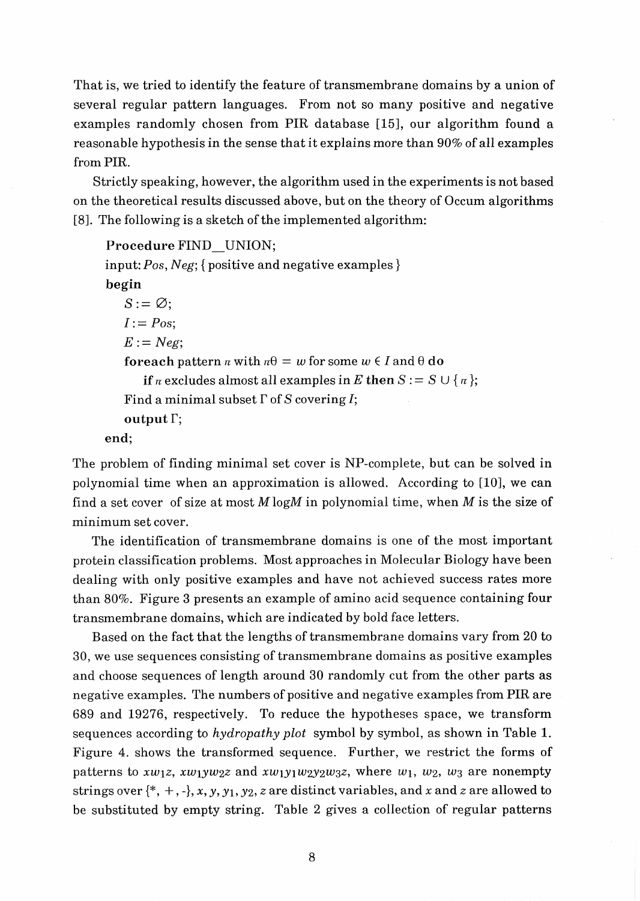That is, we tried to identify the feature of transmembrane domains by a union of several regular pattern languages. From not so many positive and negative examples randomly chosen from PIR database [15], our algorithm found a reasonable hypothesis in the sense that it explains more than 90% of all examples from PIR.

Strictly speaking, however, the algorithm used in the experiments is not based on the theoretical results discussed above, but on the theory of Occum algorithms [8]. The following is a sketch of the implemented algorithm:

> **Procedure** FIND_UNION;
> input: *Pos*, *Neg*; { positive and negative examples }
> **begin**
> $\quad S := \varnothing$;
> $\quad I := Pos$;
> $\quad E := Neg$;
> $\quad$**foreach** pattern $\pi$ with $\pi\theta = w$ for some $w \in I$ and $\theta$ **do**
> $\quad\quad$**if** $\pi$ excludes almost all examples in $E$ **then** $S := S \cup \{\pi\}$;
> $\quad$Find a minimal subset $\Gamma$ of $S$ covering $I$;
> $\quad$**output** $\Gamma$;
> **end**;

The problem of finding minimal set cover is NP-complete, but can be solved in polynomial time when an approximation is allowed. According to [10], we can find a set cover of size at most $M \log M$ in polynomial time, when $M$ is the size of minimum set cover.

The identification of transmembrane domains is one of the most important protein classification problems. Most approaches in Molecular Biology have been dealing with only positive examples and have not achieved success rates more than 80%. Figure 3 presents an example of amino acid sequence containing four transmembrane domains, which are indicated by bold face letters.

Based on the fact that the lengths of transmembrane domains vary from 20 to 30, we use sequences consisting of transmembrane domains as positive examples and choose sequences of length around 30 randomly cut from the other parts as negative examples. The numbers of positive and negative examples from PIR are 689 and 19276, respectively. To reduce the hypotheses space, we transform sequences according to *hydropathy plot* symbol by symbol, as shown in Table 1. Figure 4. shows the transformed sequence. Further, we restrict the forms of patterns to $xw_1z$, $xw_1yw_2z$ and $xw_1y_1w_2y_2w_3z$, where $w_1$, $w_2$, $w_3$ are nonempty strings over {*, +, -}, $x$, $y$, $y_1$, $y_2$, $z$ are distinct variables, and $x$ and $z$ are allowed to be substituted by empty string. Table 2 gives a collection of regular patterns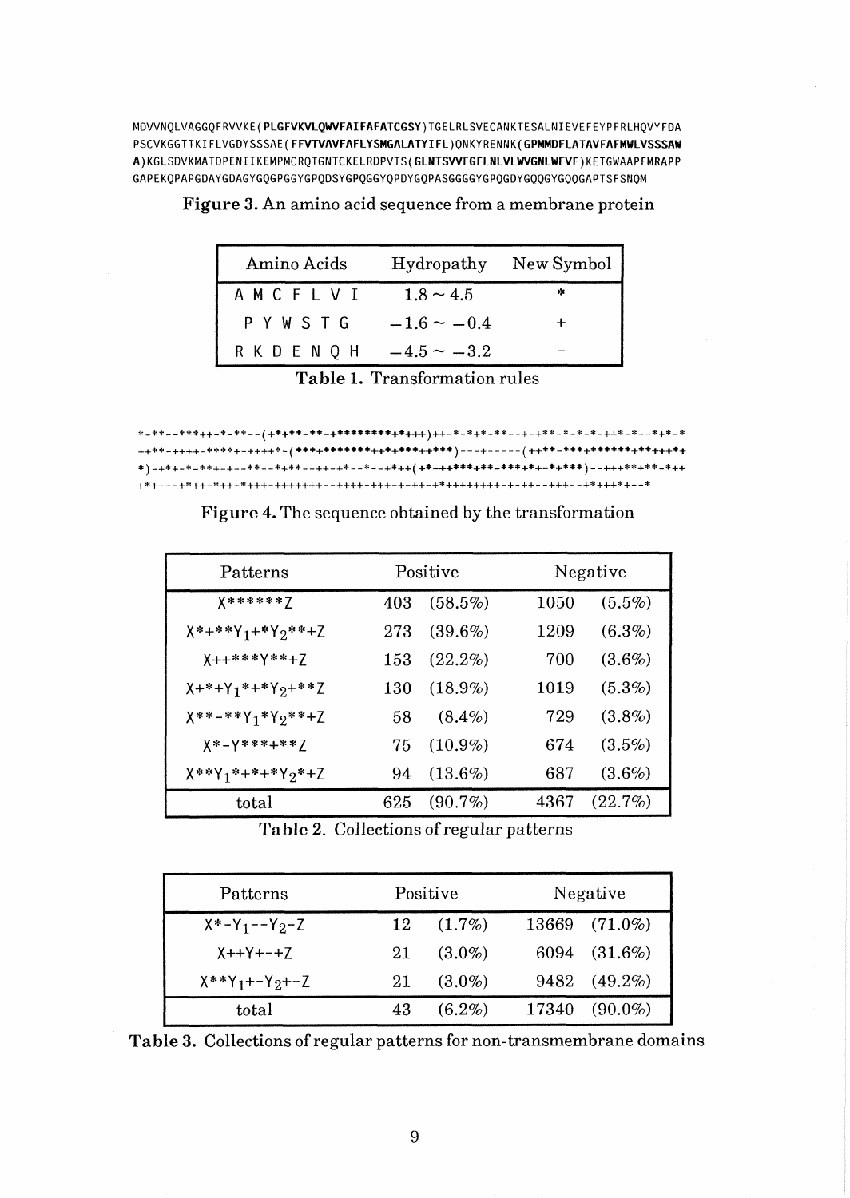MDVVNQLVAGGQFRVVKE(**PLGFVKVLQWVFAIFAFATCGSY**)TGELRLSVECANKTESALNIEVEFEYPFRLHQVYFDA
PSCVKGGTTKIFLVGDYSSSAE(**FFVTVAVFAFLYSMGALATYIFL**)QNKYRENNK(**GPMMDFLATAVFAFMWLVSSSAW
A**)KGLSDVKMATDPENIIKEMPMCRQTGNTCKELRDPVTS(**GLNTSVVFGFLNLVLWVGNLWFVF**)KETGWAAPFMRAPP
GAPEKQPAPGDAYGDAGYGQGPGGYGPQDSYGPQGGYQPDYGQPASGGGGYGPQGDYGQQGYGQQGAPTSFSNQM

**Figure 3.** An amino acid sequence from a membrane protein

| Amino Acids | Hydropathy | New Symbol |
|---|---|---|
| A M C F L V I | $1.8 \sim 4.5$ | * |
| P Y W S T G | $-1.6 \sim -0.4$ | + |
| R K D E N Q H | $-4.5 \sim -3.2$ | − |

**Table 1.** Transformation rules

```
*-**--***++-*-**--(+*+**-**-+*********+*+++)++-*-*+*-**--+-+**-*-*-*-++*-*--*+*-*
++**-++++-****+-++++*-(***+********++*+***++***)---+-----(++**-***+******+**+++*+
*)-+*+-*-**+-+--**--*+**--++-+*--*--+*++(+*-++***+**-***+*+-*+***)--+++**+**-*++
+*+---+*++-*++-*+++-+++++++--++++-+++-+-++-+*++++++++-+-++--+++--+*+++*+--*
```

**Figure 4.** The sequence obtained by the transformation

| Patterns | Positive | | Negative | |
|---|---|---|---|---|
| X******Z | 403 | (58.5%) | 1050 | (5.5%) |
| $X{*}{+}{*}{*}Y_1{+}{*}Y_2{*}{*}{+}Z$ | 273 | (39.6%) | 1209 | (6.3%) |
| X++***Y**+Z | 153 | (22.2%) | 700 | (3.6%) |
| $X{+}{*}{+}Y_1{*}{+}{*}Y_2{+}{*}{*}Z$ | 130 | (18.9%) | 1019 | (5.3%) |
| $X{*}{*}{-}{*}{*}Y_1{*}Y_2{*}{*}{+}Z$ | 58 | (8.4%) | 729 | (3.8%) |
| X*-Y***+**Z | 75 | (10.9%) | 674 | (3.5%) |
| $X{*}{*}Y_1{*}{+}{*}{+}{*}Y_2{*}{+}Z$ | 94 | (13.6%) | 687 | (3.6%) |
| total | 625 | (90.7%) | 4367 | (22.7%) |

**Table 2.** Collections of regular patterns

| Patterns | Positive | | Negative | |
|---|---|---|---|---|
| $X{*}{-}Y_1{-}{-}Y_2{-}Z$ | 12 | (1.7%) | 13669 | (71.0%) |
| X++Y+-+Z | 21 | (3.0%) | 6094 | (31.6%) |
| $X{*}{*}Y_1{+}{-}Y_2{+}{-}Z$ | 21 | (3.0%) | 9482 | (49.2%) |
| total | 43 | (6.2%) | 17340 | (90.0%) |

**Table 3.** Collections of regular patterns for non-transmembrane domains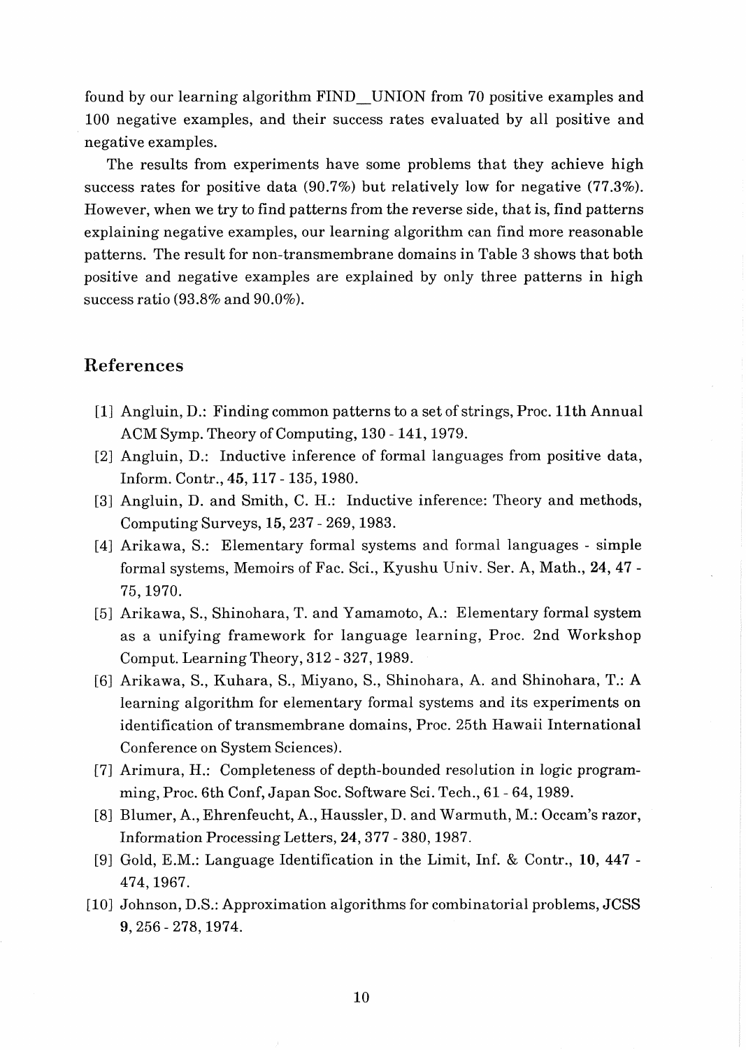found by our learning algorithm FIND_UNION from 70 positive examples and 100 negative examples, and their success rates evaluated by all positive and negative examples.

The results from experiments have some problems that they achieve high success rates for positive data (90.7%) but relatively low for negative (77.3%). However, when we try to find patterns from the reverse side, that is, find patterns explaining negative examples, our learning algorithm can find more reasonable patterns. The result for non-transmembrane domains in Table 3 shows that both positive and negative examples are explained by only three patterns in high success ratio (93.8% and 90.0%).

## References

[1] Angluin, D.: Finding common patterns to a set of strings, Proc. 11th Annual ACM Symp. Theory of Computing, 130 - 141, 1979.

[2] Angluin, D.: Inductive inference of formal languages from positive data, Inform. Contr., **45**, 117 - 135, 1980.

[3] Angluin, D. and Smith, C. H.: Inductive inference: Theory and methods, Computing Surveys, **15**, 237 - 269, 1983.

[4] Arikawa, S.: Elementary formal systems and formal languages - simple formal systems, Memoirs of Fac. Sci., Kyushu Univ. Ser. A, Math., **24**, 47 - 75, 1970.

[5] Arikawa, S., Shinohara, T. and Yamamoto, A.: Elementary formal system as a unifying framework for language learning, Proc. 2nd Workshop Comput. Learning Theory, 312 - 327, 1989.

[6] Arikawa, S., Kuhara, S., Miyano, S., Shinohara, A. and Shinohara, T.: A learning algorithm for elementary formal systems and its experiments on identification of transmembrane domains, Proc. 25th Hawaii International Conference on System Sciences).

[7] Arimura, H.: Completeness of depth-bounded resolution in logic programming, Proc. 6th Conf, Japan Soc. Software Sci. Tech., 61 - 64, 1989.

[8] Blumer, A., Ehrenfeucht, A., Haussler, D. and Warmuth, M.: Occam's razor, Information Processing Letters, **24**, 377 - 380, 1987.

[9] Gold, E.M.: Language Identification in the Limit, Inf. & Contr., **10**, 447 - 474, 1967.

[10] Johnson, D.S.: Approximation algorithms for combinatorial problems, JCSS **9**, 256 - 278, 1974.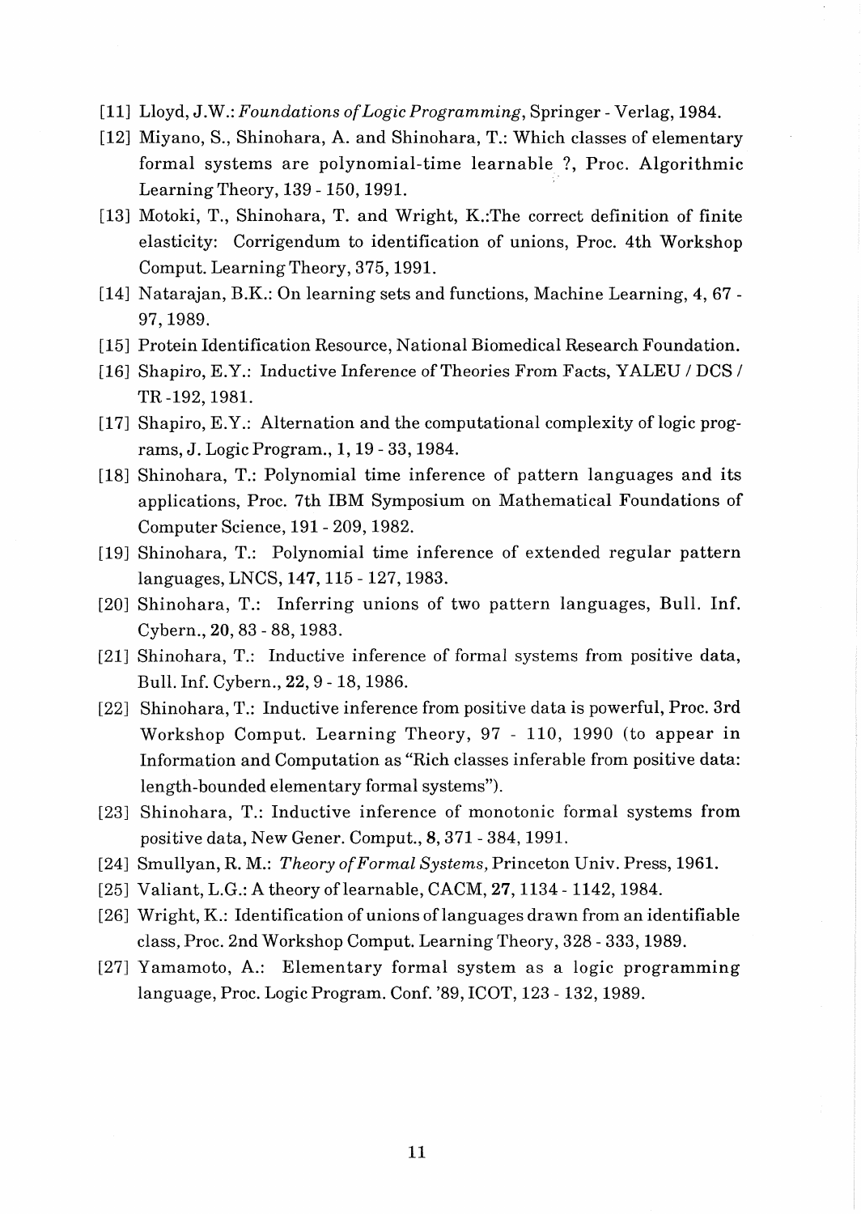[11] Lloyd, J.W.: *Foundations of Logic Programming*, Springer - Verlag, 1984.

[12] Miyano, S., Shinohara, A. and Shinohara, T.: Which classes of elementary formal systems are polynomial-time learnable ?, Proc. Algorithmic Learning Theory, 139 - 150, 1991.

[13] Motoki, T., Shinohara, T. and Wright, K.:The correct definition of finite elasticity: Corrigendum to identification of unions, Proc. 4th Workshop Comput. Learning Theory, 375, 1991.

[14] Natarajan, B.K.: On learning sets and functions, Machine Learning, **4**, 67 - 97, 1989.

[15] Protein Identification Resource, National Biomedical Research Foundation.

[16] Shapiro, E.Y.: Inductive Inference of Theories From Facts, YALEU / DCS / TR -192, 1981.

[17] Shapiro, E.Y.: Alternation and the computational complexity of logic programs, J. Logic Program., **1**, 19 - 33, 1984.

[18] Shinohara, T.: Polynomial time inference of pattern languages and its applications, Proc. 7th IBM Symposium on Mathematical Foundations of Computer Science, 191 - 209, 1982.

[19] Shinohara, T.: Polynomial time inference of extended regular pattern languages, LNCS, **147**, 115 - 127, 1983.

[20] Shinohara, T.: Inferring unions of two pattern languages, Bull. Inf. Cybern., **20**, 83 - 88, 1983.

[21] Shinohara, T.: Inductive inference of formal systems from positive data, Bull. Inf. Cybern., **22**, 9 - 18, 1986.

[22] Shinohara, T.: Inductive inference from positive data is powerful, Proc. 3rd Workshop Comput. Learning Theory, 97 - 110, 1990 (to appear in Information and Computation as "Rich classes inferable from positive data: length-bounded elementary formal systems").

[23] Shinohara, T.: Inductive inference of monotonic formal systems from positive data, New Gener. Comput., **8**, 371 - 384, 1991.

[24] Smullyan, R. M.: *Theory of Formal Systems*, Princeton Univ. Press, 1961.

[25] Valiant, L.G.: A theory of learnable, CACM, **27**, 1134 - 1142, 1984.

[26] Wright, K.: Identification of unions of languages drawn from an identifiable class, Proc. 2nd Workshop Comput. Learning Theory, 328 - 333, 1989.

[27] Yamamoto, A.: Elementary formal system as a logic programming language, Proc. Logic Program. Conf. '89, ICOT, 123 - 132, 1989.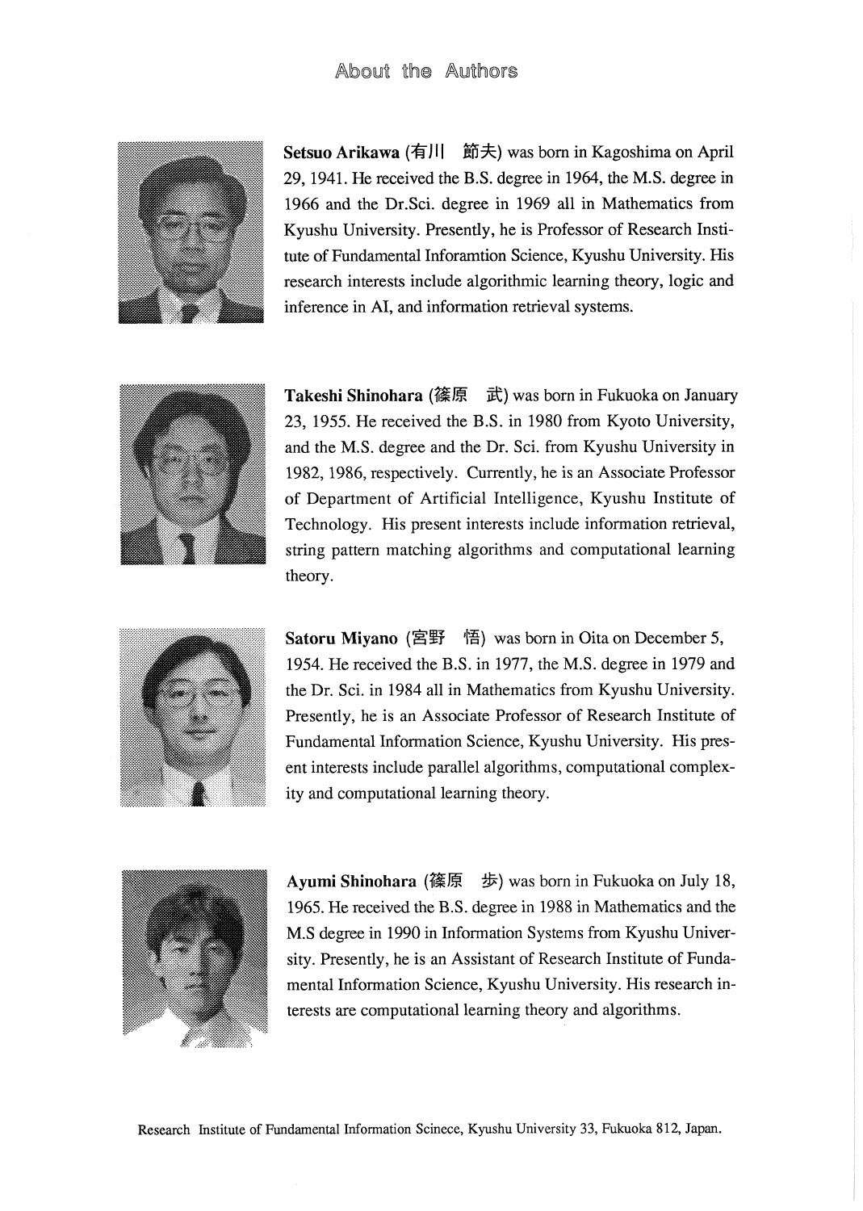# About the Authors

**Setsuo Arikawa** (有川　節夫) was born in Kagoshima on April 29, 1941. He received the B.S. degree in 1964, the M.S. degree in 1966 and the Dr.Sci. degree in 1969 all in Mathematics from Kyushu University. Presently, he is Professor of Research Institute of Fundamental Inforamtion Science, Kyushu University. His research interests include algorithmic learning theory, logic and inference in AI, and information retrieval systems.

**Takeshi Shinohara** (篠原　武) was born in Fukuoka on January 23, 1955. He received the B.S. in 1980 from Kyoto University, and the M.S. degree and the Dr. Sci. from Kyushu University in 1982, 1986, respectively. Currently, he is an Associate Professor of Department of Artificial Intelligence, Kyushu Institute of Technology. His present interests include information retrieval, string pattern matching algorithms and computational learning theory.

**Satoru Miyano** (宮野　悟) was born in Oita on December 5, 1954. He received the B.S. in 1977, the M.S. degree in 1979 and the Dr. Sci. in 1984 all in Mathematics from Kyushu University. Presently, he is an Associate Professor of Research Institute of Fundamental Information Science, Kyushu University. His present interests include parallel algorithms, computational complexity and computational learning theory.

**Ayumi Shinohara** (篠原　歩) was born in Fukuoka on July 18, 1965. He received the B.S. degree in 1988 in Mathematics and the M.S degree in 1990 in Information Systems from Kyushu University. Presently, he is an Assistant of Research Institute of Fundamental Information Science, Kyushu University. His research interests are computational learning theory and algorithms.

Research Institute of Fundamental Information Scinece, Kyushu University 33, Fukuoka 812, Japan.